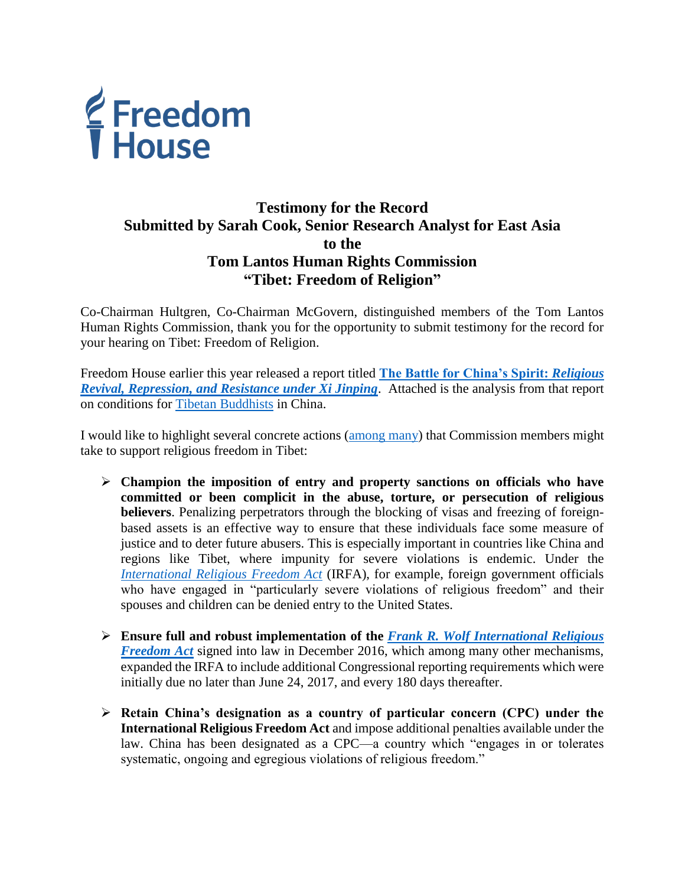Freedom House

# Testimony for the Record
## Submitted by Sarah Cook, Senior Research Analyst for East Asia
## to the
## Tom Lantos Human Rights Commission
## "Tibet: Freedom of Religion"

Co-Chairman Hultgren, Co-Chairman McGovern, distinguished members of the Tom Lantos Human Rights Commission, thank you for the opportunity to submit testimony for the record for your hearing on Tibet: Freedom of Religion.

Freedom House earlier this year released a report titled **The Battle for China's Spirit: *Religious Revival, Repression, and Resistance under Xi Jinping***. Attached is the analysis from that report on conditions for Tibetan Buddhists in China.

I would like to highlight several concrete actions (among many) that Commission members might take to support religious freedom in Tibet:

- **Champion the imposition of entry and property sanctions on officials who have committed or been complicit in the abuse, torture, or persecution of religious believers**. Penalizing perpetrators through the blocking of visas and freezing of foreign-based assets is an effective way to ensure that these individuals face some measure of justice and to deter future abusers. This is especially important in countries like China and regions like Tibet, where impunity for severe violations is endemic. Under the *International Religious Freedom Act* (IRFA), for example, foreign government officials who have engaged in "particularly severe violations of religious freedom" and their spouses and children can be denied entry to the United States.

- **Ensure full and robust implementation of the *Frank R. Wolf International Religious Freedom Act*** signed into law in December 2016, which among many other mechanisms, expanded the IRFA to include additional Congressional reporting requirements which were initially due no later than June 24, 2017, and every 180 days thereafter.

- **Retain China's designation as a country of particular concern (CPC) under the International Religious Freedom Act** and impose additional penalties available under the law. China has been designated as a CPC—a country which "engages in or tolerates systematic, ongoing and egregious violations of religious freedom."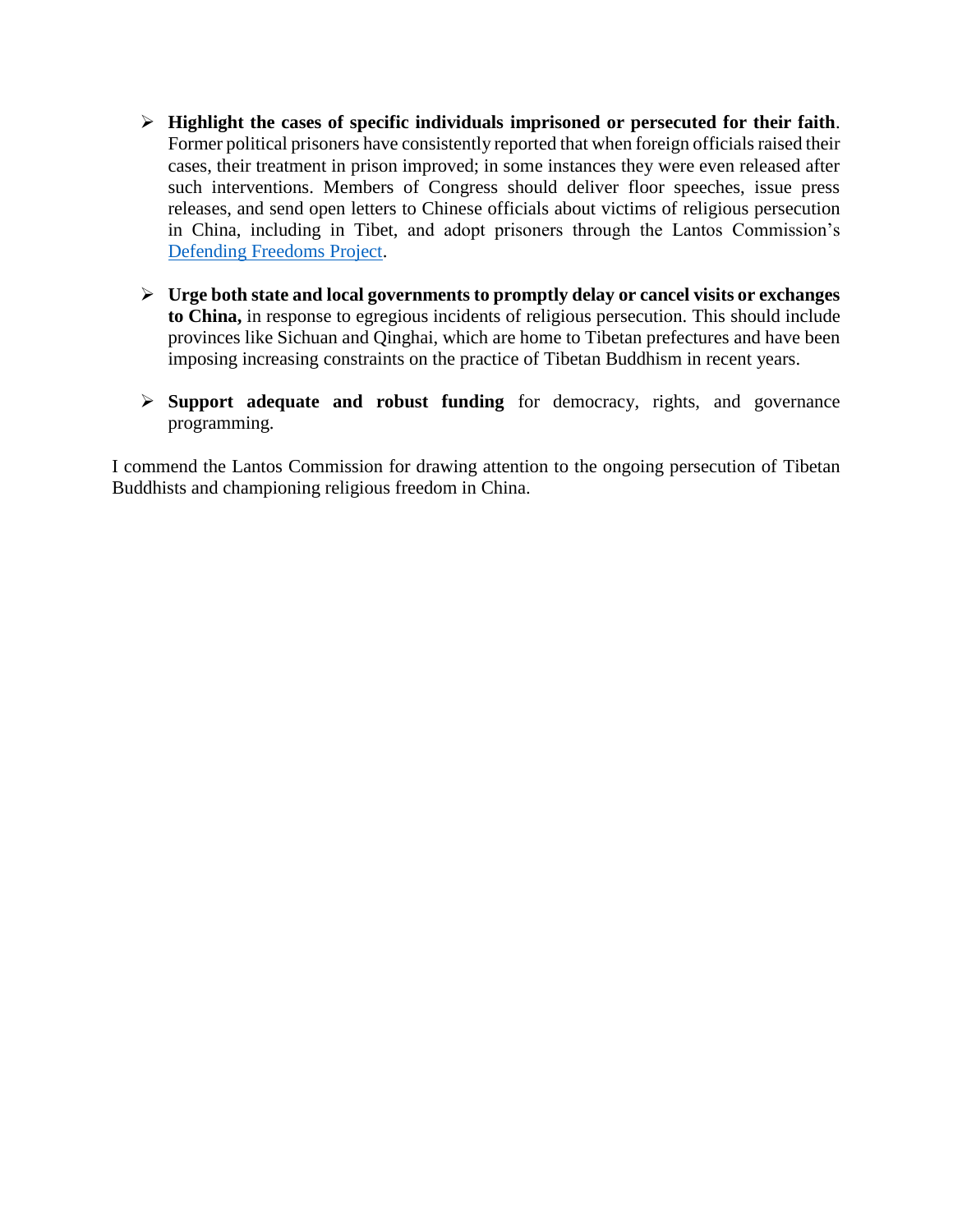- **Highlight the cases of specific individuals imprisoned or persecuted for their faith**. Former political prisoners have consistently reported that when foreign officials raised their cases, their treatment in prison improved; in some instances they were even released after such interventions. Members of Congress should deliver floor speeches, issue press releases, and send open letters to Chinese officials about victims of religious persecution in China, including in Tibet, and adopt prisoners through the Lantos Commission's Defending Freedoms Project.

- **Urge both state and local governments to promptly delay or cancel visits or exchanges to China,** in response to egregious incidents of religious persecution. This should include provinces like Sichuan and Qinghai, which are home to Tibetan prefectures and have been imposing increasing constraints on the practice of Tibetan Buddhism in recent years.

- **Support adequate and robust funding** for democracy, rights, and governance programming.

I commend the Lantos Commission for drawing attention to the ongoing persecution of Tibetan Buddhists and championing religious freedom in China.